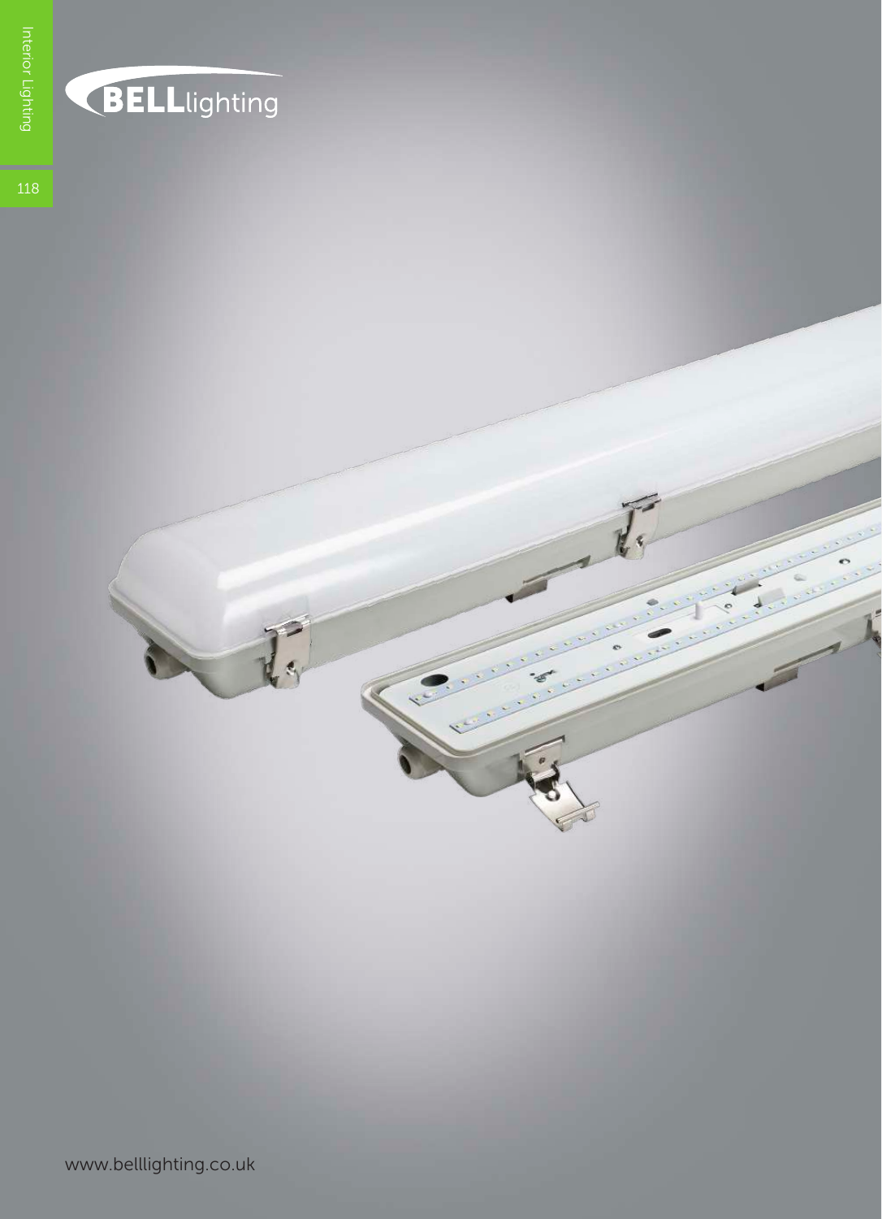BELLlighting

www.belllighting.co.uk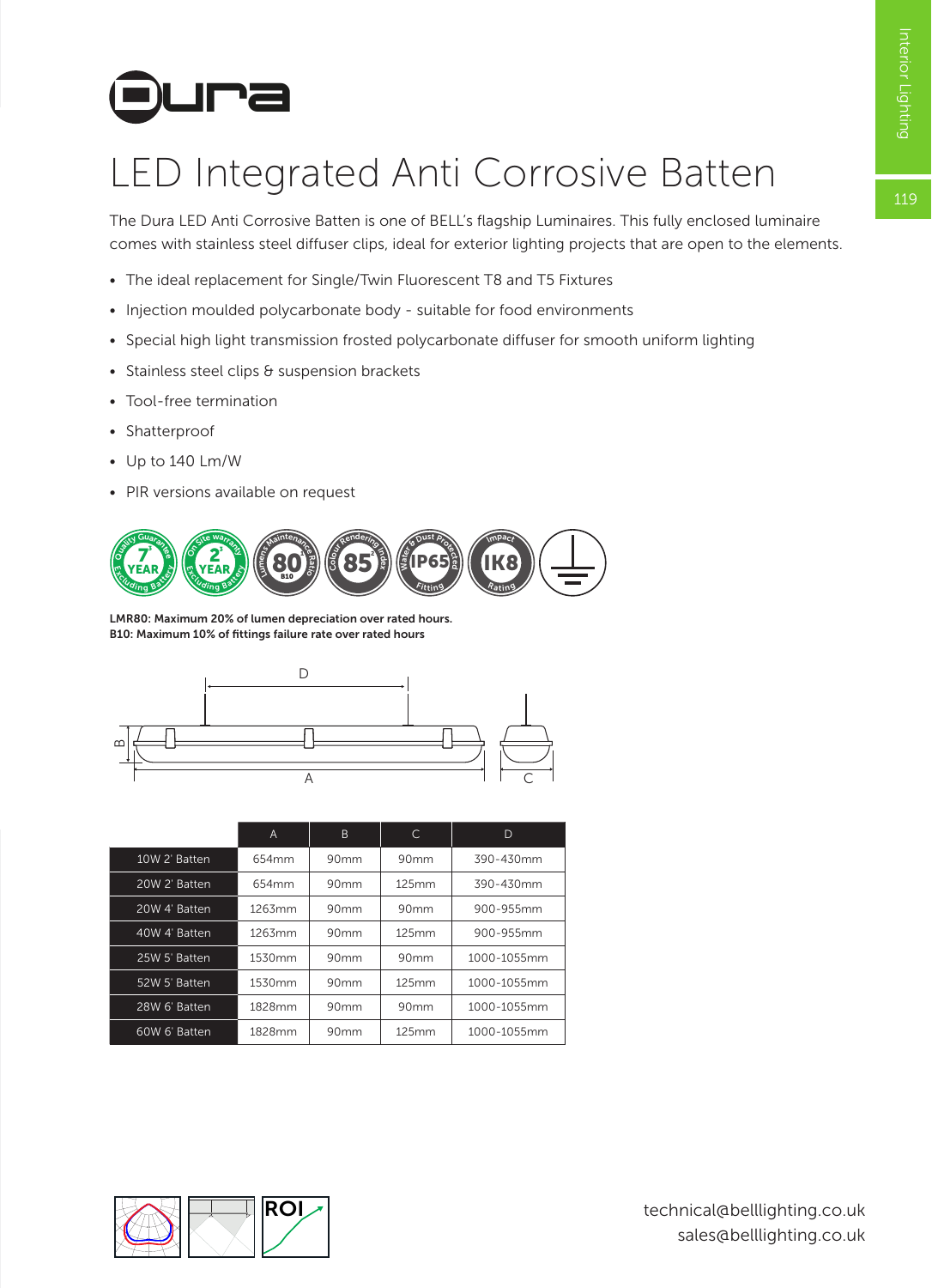# Dura

## LED Integrated Anti Corrosive Batten

The Dura LED Anti Corrosive Batten is one of BELL's flagship Luminaires. This fully enclosed luminaire comes with stainless steel diffuser clips, ideal for exterior lighting projects that are open to the elements.

- The ideal replacement for Single/Twin Fluorescent T8 and T5 Fixtures
- Injection moulded polycarbonate body - suitable for food environments
- Special high light transmission frosted polycarbonate diffuser for smooth uniform lighting
- Stainless steel clips & suspension brackets
- Tool-free termination
- Shatterproof
- Up to 140 Lm/W
- PIR versions available on request

**LMR80: Maximum 20% of lumen depreciation over rated hours.**
**B10: Maximum 10% of fittings failure rate over rated hours**

| | A | B | C | D |
|---|---|---|---|---|
| 10W 2' Batten | 654mm | 90mm | 90mm | 390-430mm |
| 20W 2' Batten | 654mm | 90mm | 125mm | 390-430mm |
| 20W 4' Batten | 1263mm | 90mm | 90mm | 900-955mm |
| 40W 4' Batten | 1263mm | 90mm | 125mm | 900-955mm |
| 25W 5' Batten | 1530mm | 90mm | 90mm | 1000-1055mm |
| 52W 5' Batten | 1530mm | 90mm | 125mm | 1000-1055mm |
| 28W 6' Batten | 1828mm | 90mm | 90mm | 1000-1055mm |
| 60W 6' Batten | 1828mm | 90mm | 125mm | 1000-1055mm |

technical@belllighting.co.uk
sales@belllighting.co.uk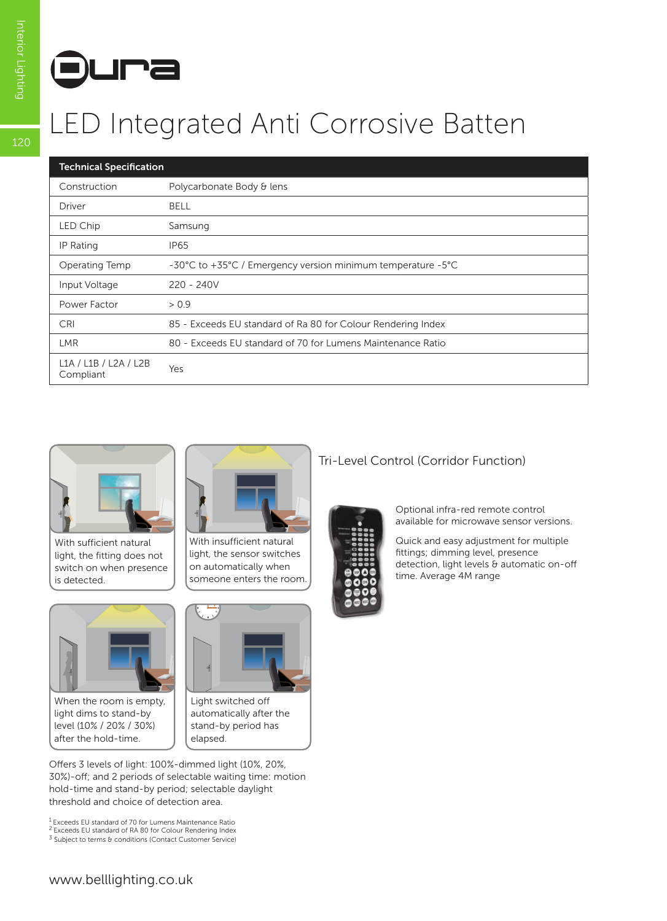# Dura

## LED Integrated Anti Corrosive Batten

| Technical Specification | |
|---|---|
| Construction | Polycarbonate Body & lens |
| Driver | BELL |
| LED Chip | Samsung |
| IP Rating | IP65 |
| Operating Temp | -30°C to +35°C / Emergency version minimum temperature -5°C |
| Input Voltage | 220 - 240V |
| Power Factor | > 0.9 |
| CRI | 85 - Exceeds EU standard of Ra 80 for Colour Rendering Index |
| LMR | 80 - Exceeds EU standard of 70 for Lumens Maintenance Ratio |
| L1A / L1B / L2A / L2B Compliant | Yes |

With sufficient natural light, the fitting does not switch on when presence is detected.

With insufficient natural light, the sensor switches on automatically when someone enters the room.

When the room is empty, light dims to stand-by level (10% / 20% / 30%) after the hold-time.

Light switched off automatically after the stand-by period has elapsed.

Offers 3 levels of light: 100%-dimmed light (10%, 20%, 30%)-off; and 2 periods of selectable waiting time: motion hold-time and stand-by period; selectable daylight threshold and choice of detection area.

### Tri-Level Control (Corridor Function)

Optional infra-red remote control available for microwave sensor versions.

Quick and easy adjustment for multiple fittings; dimming level, presence detection, light levels & automatic on-off time. Average 4M range

[1] Exceeds EU standard of 70 for Lumens Maintenance Ratio
[2] Exceeds EU standard of RA 80 for Colour Rendering Index
[3] Subject to terms & conditions (Contact Customer Service)

www.belllighting.co.uk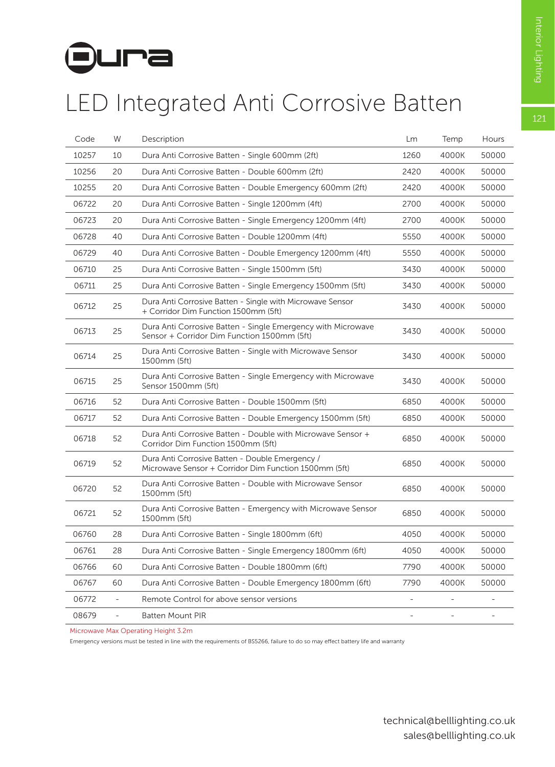# Dura

# LED Integrated Anti Corrosive Batten

| Code | W | Description | Lm | Temp | Hours |
|---|---|---|---|---|---|
| 10257 | 10 | Dura Anti Corrosive Batten - Single 600mm (2ft) | 1260 | 4000K | 50000 |
| 10256 | 20 | Dura Anti Corrosive Batten - Double 600mm (2ft) | 2420 | 4000K | 50000 |
| 10255 | 20 | Dura Anti Corrosive Batten - Double Emergency 600mm (2ft) | 2420 | 4000K | 50000 |
| 06722 | 20 | Dura Anti Corrosive Batten - Single 1200mm (4ft) | 2700 | 4000K | 50000 |
| 06723 | 20 | Dura Anti Corrosive Batten - Single Emergency 1200mm (4ft) | 2700 | 4000K | 50000 |
| 06728 | 40 | Dura Anti Corrosive Batten - Double 1200mm (4ft) | 5550 | 4000K | 50000 |
| 06729 | 40 | Dura Anti Corrosive Batten - Double Emergency 1200mm (4ft) | 5550 | 4000K | 50000 |
| 06710 | 25 | Dura Anti Corrosive Batten - Single 1500mm (5ft) | 3430 | 4000K | 50000 |
| 06711 | 25 | Dura Anti Corrosive Batten - Single Emergency 1500mm (5ft) | 3430 | 4000K | 50000 |
| 06712 | 25 | Dura Anti Corrosive Batten - Single with Microwave Sensor + Corridor Dim Function 1500mm (5ft) | 3430 | 4000K | 50000 |
| 06713 | 25 | Dura Anti Corrosive Batten - Single Emergency with Microwave Sensor + Corridor Dim Function 1500mm (5ft) | 3430 | 4000K | 50000 |
| 06714 | 25 | Dura Anti Corrosive Batten - Single with Microwave Sensor 1500mm (5ft) | 3430 | 4000K | 50000 |
| 06715 | 25 | Dura Anti Corrosive Batten - Single Emergency with Microwave Sensor 1500mm (5ft) | 3430 | 4000K | 50000 |
| 06716 | 52 | Dura Anti Corrosive Batten - Double 1500mm (5ft) | 6850 | 4000K | 50000 |
| 06717 | 52 | Dura Anti Corrosive Batten - Double Emergency 1500mm (5ft) | 6850 | 4000K | 50000 |
| 06718 | 52 | Dura Anti Corrosive Batten - Double with Microwave Sensor + Corridor Dim Function 1500mm (5ft) | 6850 | 4000K | 50000 |
| 06719 | 52 | Dura Anti Corrosive Batten - Double Emergency / Microwave Sensor + Corridor Dim Function 1500mm (5ft) | 6850 | 4000K | 50000 |
| 06720 | 52 | Dura Anti Corrosive Batten - Double with Microwave Sensor 1500mm (5ft) | 6850 | 4000K | 50000 |
| 06721 | 52 | Dura Anti Corrosive Batten - Emergency with Microwave Sensor 1500mm (5ft) | 6850 | 4000K | 50000 |
| 06760 | 28 | Dura Anti Corrosive Batten - Single 1800mm (6ft) | 4050 | 4000K | 50000 |
| 06761 | 28 | Dura Anti Corrosive Batten - Single Emergency 1800mm (6ft) | 4050 | 4000K | 50000 |
| 06766 | 60 | Dura Anti Corrosive Batten - Double 1800mm (6ft) | 7790 | 4000K | 50000 |
| 06767 | 60 | Dura Anti Corrosive Batten - Double Emergency 1800mm (6ft) | 7790 | 4000K | 50000 |
| 06772 | - | Remote Control for above sensor versions | - | - | - |
| 08679 | - | Batten Mount PIR | - | - | - |

Microwave Max Operating Height 3.2m

Emergency versions must be tested in line with the requirements of BS5266, failure to do so may effect battery life and warranty

technical@belllighting.co.uk
sales@belllighting.co.uk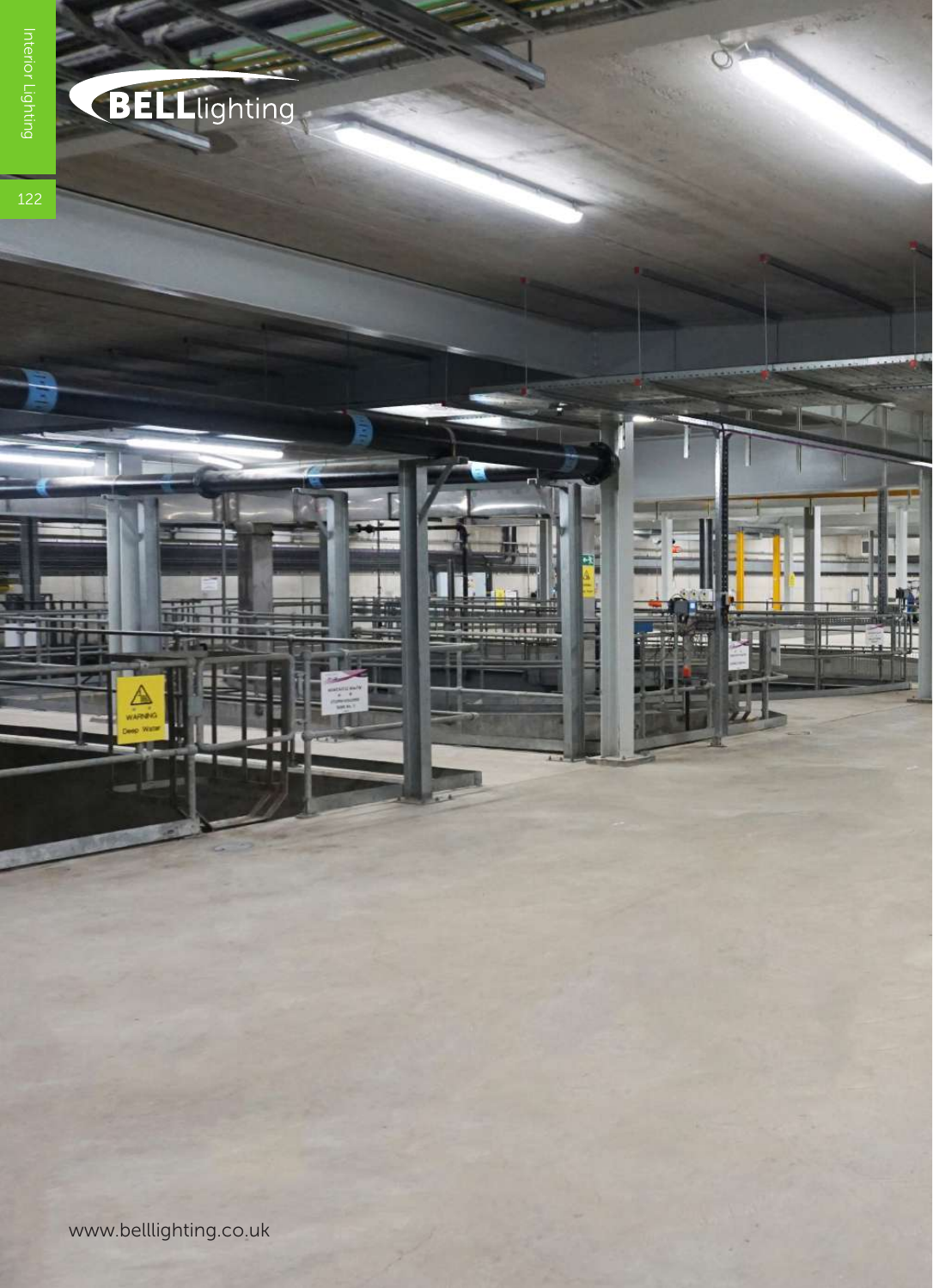BELLlighting

www.belllighting.co.uk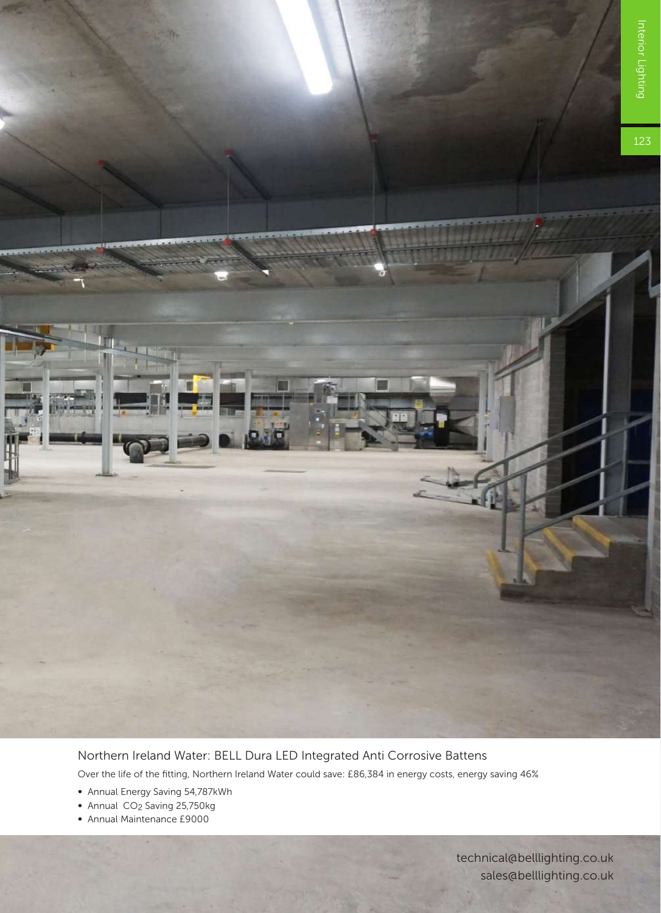Northern Ireland Water: BELL Dura LED Integrated Anti Corrosive Battens

Over the life of the fitting, Northern Ireland Water could save: £86,384 in energy costs, energy saving 46%

- Annual Energy Saving 54,787kWh
- Annual $CO_2$ Saving 25,750kg
- Annual Maintenance £9000

technical@belllighting.co.uk
sales@belllighting.co.uk